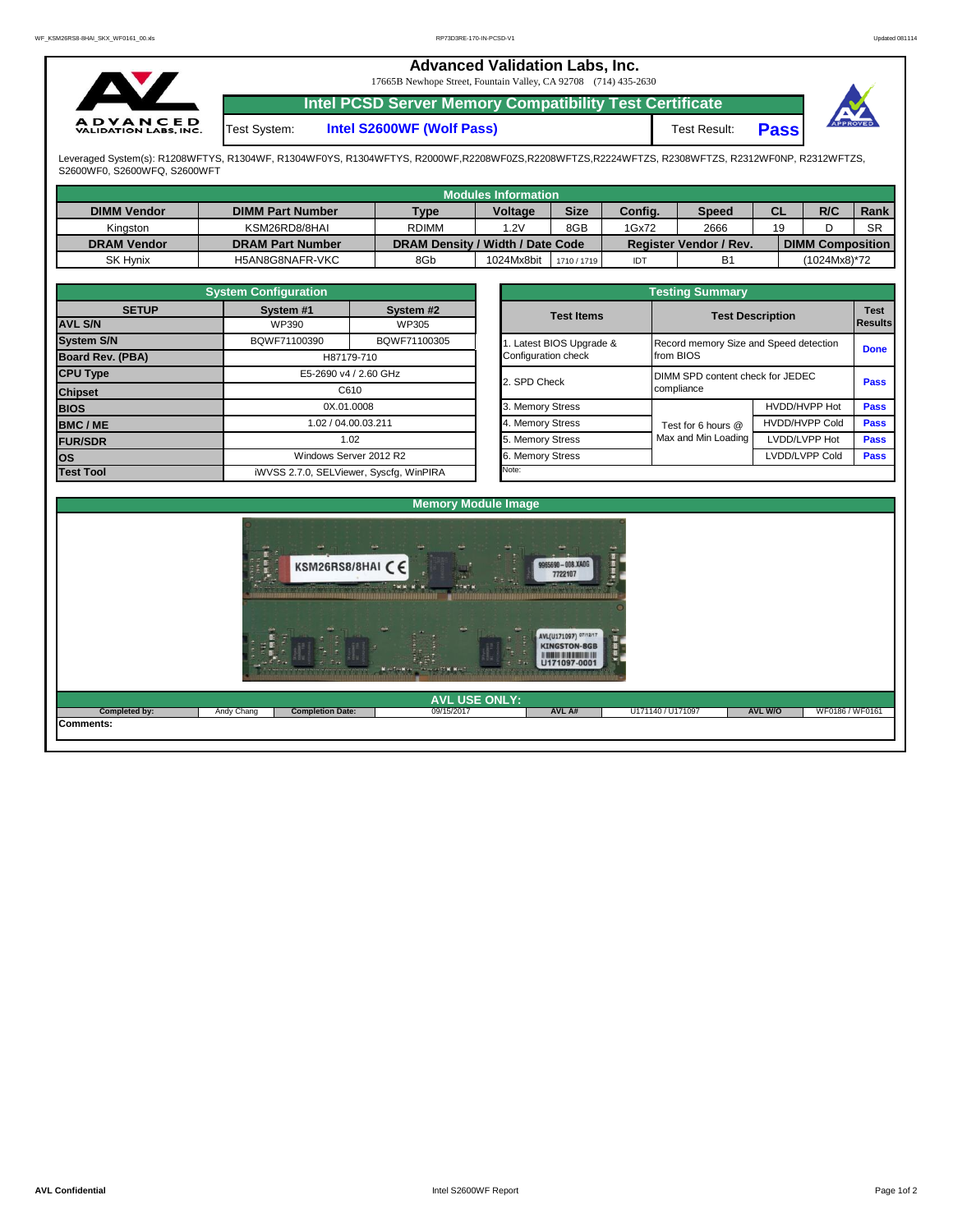# Advanced Validation Labs, Inc.

17665B Newhope Street, Fountain Valley, CA 92708 (714) 435-2630

## Intel PCSD Server Memory Compatibility Test Certificate

| Test System: | Intel S2600WF (Wolf Pass) | Test Result: | Pass |
|---|---|---|---|

Leveraged System(s): R1208WFTYS, R1304WF, R1304WF0YS, R1304WFTYS, R2000WF,R2208WF0ZS,R2208WFTZS,R2224WFTZS, R2308WFTZS, R2312WF0NP, R2312WFTZS, S2600WF0, S2600WFQ, S2600WFT

### Modules Information

| DIMM Vendor | DIMM Part Number | Type | Voltage | Size | Config. | Speed | CL | R/C | Rank |
|---|---|---|---|---|---|---|---|---|---|
| Kingston | KSM26RD8/8HAI | RDIMM | 1.2V | 8GB | 1Gx72 | 2666 | 19 | D | SR |
| **DRAM Vendor** | **DRAM Part Number** | **DRAM Density / Width / Date Code** | | | **Register Vendor / Rev.** | | | **DIMM Composition** | |
| SK Hynix | H5AN8G8NAFR-VKC | 8Gb | 1024Mx8bit | 1710 / 1719 | IDT | B1 | | (1024Mx8)*72 | |

### System Configuration

| SETUP | System #1 | System #2 |
|---|---|---|
| AVL S/N | WP390 | WP305 |
| System S/N | BQWF71100390 | BQWF71100305 |
| Board Rev. (PBA) | H87179-710 | |
| CPU Type | E5-2690 v4 / 2.60 GHz | |
| Chipset | C610 | |
| BIOS | 0X.01.0008 | |
| BMC / ME | 1.02 / 04.00.03.211 | |
| FUR/SDR | 1.02 | |
| OS | Windows Server 2012 R2 | |
| Test Tool | iWVSS 2.7.0, SELViewer, Syscfg, WinPIRA | |

### Testing Summary

| Test Items | Test Description | | Test Results |
|---|---|---|---|
| 1. Latest BIOS Upgrade & Configuration check | Record memory Size and Speed detection from BIOS | | Done |
| 2. SPD Check | DIMM SPD content check for JEDEC compliance | | Pass |
| 3. Memory Stress | Test for 6 hours @ Max and Min Loading | HVDD/HVPP Hot | Pass |
| 4. Memory Stress | | HVDD/HVPP Cold | Pass |
| 5. Memory Stress | | LVDD/LVPP Hot | Pass |
| 6. Memory Stress | | LVDD/LVPP Cold | Pass |
| Note: | | | |

### Memory Module Image

### AVL USE ONLY:

| Completed by: | Andy Chang | Completion Date: | 09/15/2017 | AVL A# | U171140 / U171097 | AVL W/O | WF0186 / WF0161 |
|---|---|---|---|---|---|---|---|

Comments: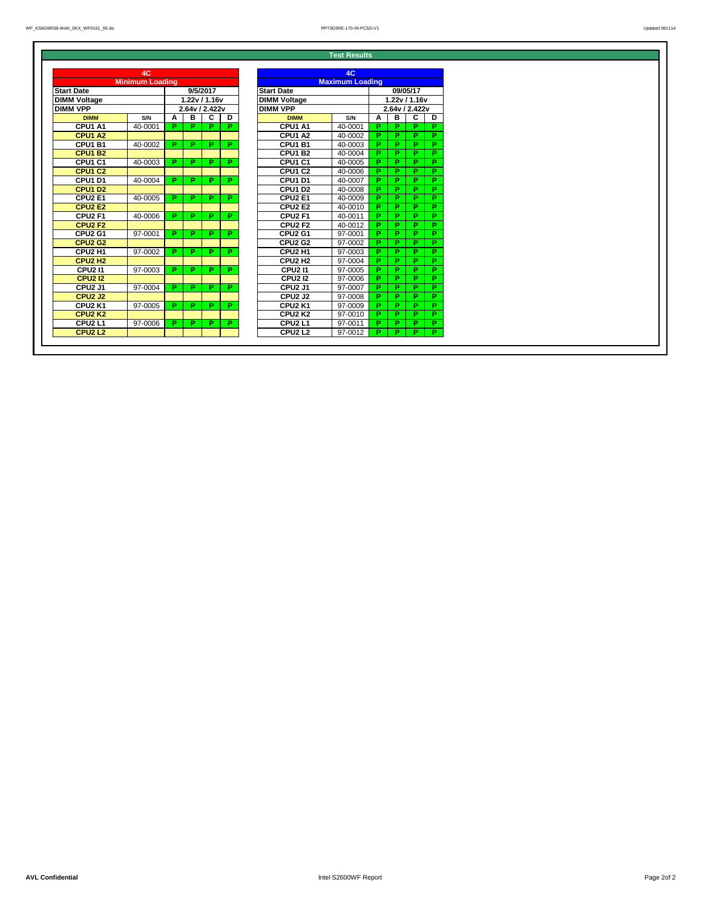## Test Results

| 4C | | | | | |
|---|---|---|---|---|---|
| **Minimum Loading** | | | | | |
| **Start Date** | | 9/5/2017 | | | |
| **DIMM Voltage** | | 1.22v / 1.16v | | | |
| **DIMM VPP** | | 2.64v / 2.422v | | | |
| **DIMM** | **S/N** | **A** | **B** | **C** | **D** |
| CPU1 A1 | 40-0001 | P | P | P | P |
| CPU1 A2 | | | | | |
| CPU1 B1 | 40-0002 | P | P | P | P |
| CPU1 B2 | | | | | |
| CPU1 C1 | 40-0003 | P | P | P | P |
| CPU1 C2 | | | | | |
| CPU1 D1 | 40-0004 | P | P | P | P |
| CPU1 D2 | | | | | |
| CPU2 E1 | 40-0005 | P | P | P | P |
| CPU2 E2 | | | | | |
| CPU2 F1 | 40-0006 | P | P | P | P |
| CPU2 F2 | | | | | |
| CPU2 G1 | 97-0001 | P | P | P | P |
| CPU2 G2 | | | | | |
| CPU2 H1 | 97-0002 | P | P | P | P |
| CPU2 H2 | | | | | |
| CPU2 I1 | 97-0003 | P | P | P | P |
| CPU2 I2 | | | | | |
| CPU2 J1 | 97-0004 | P | P | P | P |
| CPU2 J2 | | | | | |
| CPU2 K1 | 97-0005 | P | P | P | P |
| CPU2 K2 | | | | | |
| CPU2 L1 | 97-0006 | P | P | P | P |
| CPU2 L2 | | | | | |

| 4C | | | | | |
|---|---|---|---|---|---|
| **Maximum Loading** | | | | | |
| **Start Date** | | 09/05/17 | | | |
| **DIMM Voltage** | | 1.22v / 1.16v | | | |
| **DIMM VPP** | | 2.64v / 2.422v | | | |
| **DIMM** | **S/N** | **A** | **B** | **C** | **D** |
| CPU1 A1 | 40-0001 | P | P | P | P |
| CPU1 A2 | 40-0002 | P | P | P | P |
| CPU1 B1 | 40-0003 | P | P | P | P |
| CPU1 B2 | 40-0004 | P | P | P | P |
| CPU1 C1 | 40-0005 | P | P | P | P |
| CPU1 C2 | 40-0006 | P | P | P | P |
| CPU1 D1 | 40-0007 | P | P | P | P |
| CPU1 D2 | 40-0008 | P | P | P | P |
| CPU2 E1 | 40-0009 | P | P | P | P |
| CPU2 E2 | 40-0010 | P | P | P | P |
| CPU2 F1 | 40-0011 | P | P | P | P |
| CPU2 F2 | 40-0012 | P | P | P | P |
| CPU2 G1 | 97-0001 | P | P | P | P |
| CPU2 G2 | 97-0002 | P | P | P | P |
| CPU2 H1 | 97-0003 | P | P | P | P |
| CPU2 H2 | 97-0004 | P | P | P | P |
| CPU2 I1 | 97-0005 | P | P | P | P |
| CPU2 I2 | 97-0006 | P | P | P | P |
| CPU2 J1 | 97-0007 | P | P | P | P |
| CPU2 J2 | 97-0008 | P | P | P | P |
| CPU2 K1 | 97-0009 | P | P | P | P |
| CPU2 K2 | 97-0010 | P | P | P | P |
| CPU2 L1 | 97-0011 | P | P | P | P |
| CPU2 L2 | 97-0012 | P | P | P | P |